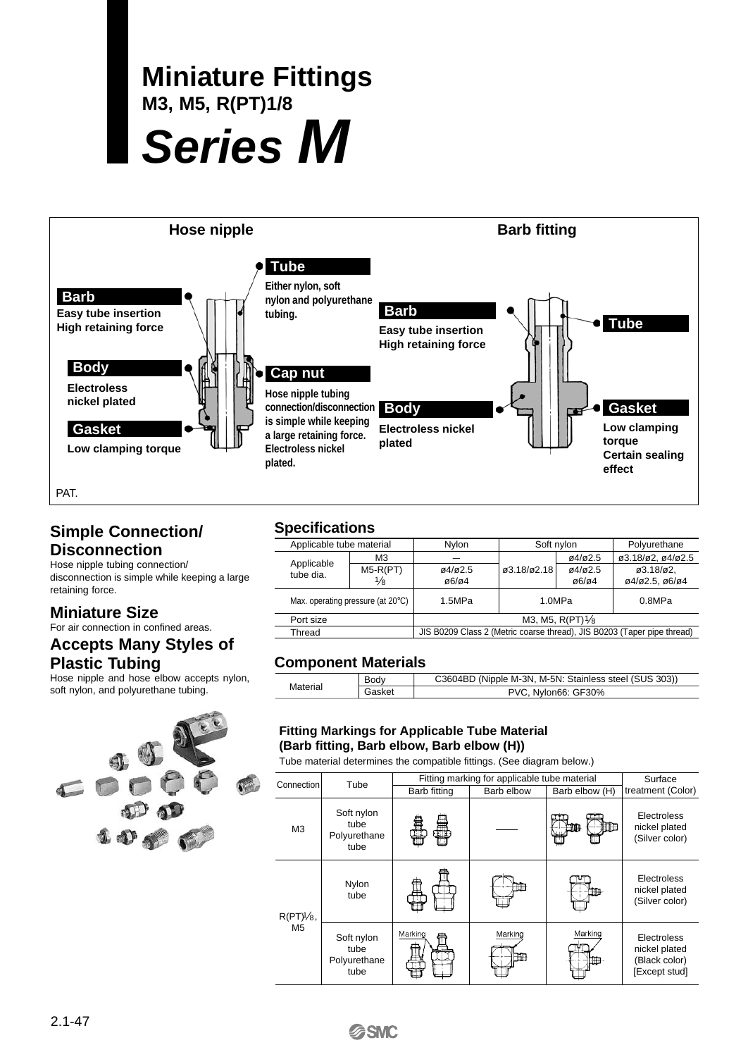# Miniature Fittings

**M3, M5, R(PT)1/8**

# *Series M*

## Hose nipple

**Tube**
Either nylon, soft nylon and polyurethane tubing.

**Barb**
Easy tube insertion
High retaining force

**Body**
Electroless nickel plated

**Cap nut**
Hose nipple tubing connection/disconnection is simple while keeping a large retaining force. Electroless nickel plated.

**Gasket**
Low clamping torque

## Barb fitting

**Barb**
Easy tube insertion
High retaining force

**Tube**

**Body**
Electroless nickel plated

**Gasket**
Low clamping torque
Certain sealing effect

PAT.

## Simple Connection/Disconnection

Hose nipple tubing connection/disconnection is simple while keeping a large retaining force.

## Miniature Size

For air connection in confined areas.

## Accepts Many Styles of Plastic Tubing

Hose nipple and hose elbow accepts nylon, soft nylon, and polyurethane tubing.

## Specifications

| Applicable tube material | | Nylon | Soft nylon | | Polyurethane |
|---|---|---|---|---|---|
| Applicable tube dia. | M3 | — | ø3.18/ø2.18 | ø4/ø2.5 | ø3.18/ø2, ø4/ø2.5 |
| | M5-R(PT)1/8 | ø4/ø2.5 ø6/ø4 | | ø4/ø2.5 ø6/ø4 | ø3.18/ø2, ø4/ø2.5, ø6/ø4 |
| Max. operating pressure (at 20°C) | | 1.5MPa | 1.0MPa | | 0.8MPa |
| Port size | | M3, M5, R(PT)1/8 | | | |
| Thread | | JIS B0209 Class 2 (Metric coarse thread), JIS B0203 (Taper pipe thread) | | | |

## Component Materials

| Material | Body | C3604BD (Nipple M-3N, M-5N: Stainless steel (SUS 303)) |
|---|---|---|
| | Gasket | PVC, Nylon66: GF30% |

### Fitting Markings for Applicable Tube Material (Barb fitting, Barb elbow, Barb elbow (H))

Tube material determines the compatible fittings. (See diagram below.)

| Connection | Tube | Fitting marking for applicable tube material | | | Surface treatment (Color) |
|---|---|---|---|---|---|
| | | Barb fitting | Barb elbow | Barb elbow (H) | |
| M3 | Soft nylon tube Polyurethane tube | | —— | | Electroless nickel plated (Silver color) |
| R(PT)1/8, M5 | Nylon tube | | | | Electroless nickel plated (Silver color) |
| | Soft nylon tube Polyurethane tube | Marking | Marking | Marking | Electroless nickel plated (Black color) [Except stud] |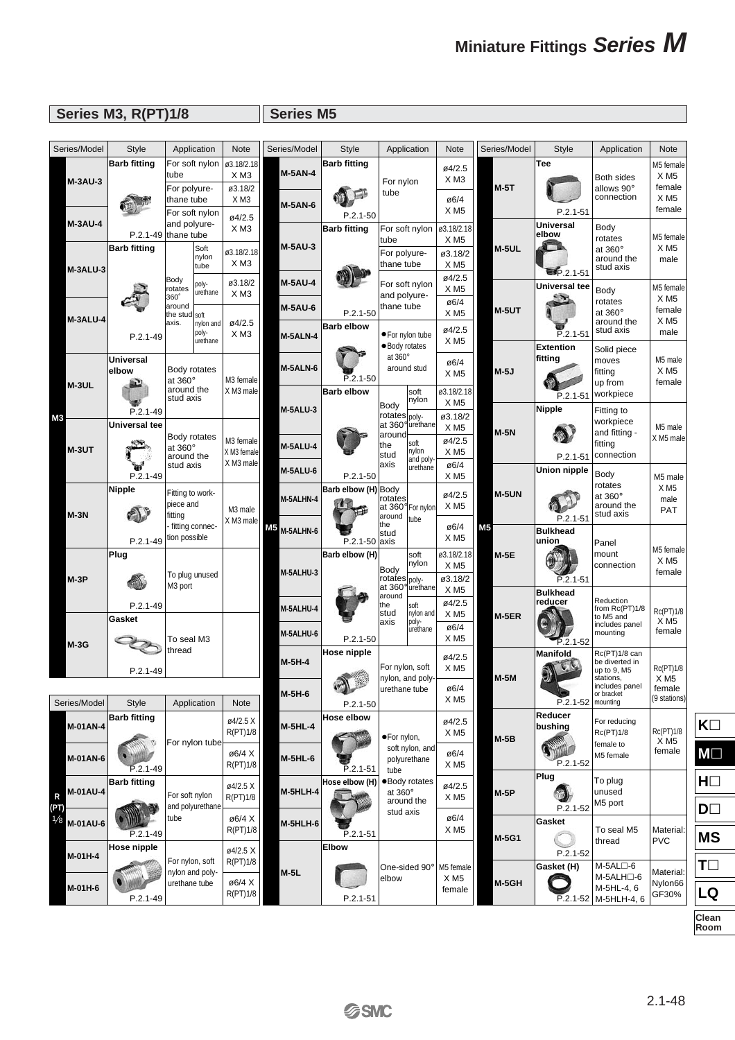# Miniature Fittings Series M

## Series M3, R(PT)1/8

| | Series/Model | Style | Application | | Note |
|---|---|---|---|---|---|
| M3 | M-3AU-3 | Barb fitting | For soft nylon tube | | ø3.18/2.18 X M3 |
| | | | For polyurethane tube | | ø3.18/2 X M3 |
| | M-3AU-4 | P.2.1-49 | For soft nylon and polyurethane tube | | ø4/2.5 X M3 |
| | M-3ALU-3 | Barb fitting | Body rotates 360° around the stud axis. | Soft nylon tube | ø3.18/2.18 X M3 |
| | | | | poly-urethane | ø3.18/2 X M3 |
| | M-3ALU-4 | P.2.1-49 | | soft nylon and poly-urethane | ø4/2.5 X M3 |
| | M-3UL | Universal elbow P.2.1-49 | Body rotates at 360° around the stud axis | | M3 female X M3 male |
| | M-3UT | Universal tee P.2.1-49 | Body rotates at 360° around the stud axis | | M3 female X M3 female X M3 male |
| | M-3N | Nipple P.2.1-49 | Fitting to work-piece and fitting - fitting connection possible | | M3 male X M3 male |
| | M-3P | Plug P.2.1-49 | To plug unused M3 port | | |
| | M-3G | Gasket P.2.1-49 | To seal M3 thread | | |

| | Series/Model | Style | Application | Note |
|---|---|---|---|---|
| R(PT)1/8 | M-01AN-4 | Barb fitting | For nylon tube | ø4/2.5 X R(PT)1/8 |
| | M-01AN-6 | P.2.1-49 | | ø6/4 X R(PT)1/8 |
| | M-01AU-4 | Barb fitting | For soft nylon and polyurethane tube | ø4/2.5 X R(PT)1/8 |
| | M-01AU-6 | P.2.1-49 | | ø6/4 X R(PT)1/8 |
| | M-01H-4 | Hose nipple | For nylon, soft nylon and poly-urethane tube | ø4/2.5 X R(PT)1/8 |
| | M-01H-6 | P.2.1-49 | | ø6/4 X R(PT)1/8 |

## Series M5

| | Series/Model | Style | Application | | Note |
|---|---|---|---|---|---|
| M5 | M-5AN-4 | Barb fitting | For nylon tube | | ø4/2.5 X M3 |
| | M-5AN-6 | P.2.1-50 | | | ø6/4 X M5 |
| | M-5AU-3 | Barb fitting | For soft nylon tube | | ø3.18/2.18 X M5 |
| | | | For polyurethane tube | | ø3.18/2 X M5 |
| | M-5AU-4 | | For soft nylon and polyurethane tube | | ø4/2.5 X M5 |
| | M-5AU-6 | P.2.1-50 | | | ø6/4 X M5 |
| | M-5ALN-4 | Barb elbow | ● For nylon tube ● Body rotates at 360° around stud | | ø4/2.5 X M5 |
| | M-5ALN-6 | P.2.1-50 | | | ø6/4 X M5 |
| | M-5ALU-3 | Barb elbow | Body rotates at 360° around the stud axis | soft nylon | ø3.18/2.18 X M5 |
| | | | | poly-urethane | ø3.18/2 X M5 |
| | M-5ALU-4 | | | soft nylon and poly-urethane | ø4/2.5 X M5 |
| | M-5ALU-6 | P.2.1-50 | | | ø6/4 X M5 |
| | M-5ALHN-4 | Barb elbow (H) | Body rotates at 360° around the stud axis | For nylon tube | ø4/2.5 X M5 |
| | M-5ALHN-6 | P.2.1-50 | | | ø6/4 X M5 |
| | M-5ALHU-3 | Barb elbow (H) | Body rotates at 360° around the stud axis | soft nylon | ø3.18/2.18 X M5 |
| | | | | poly-urethane | ø3.18/2 X M5 |
| | M-5ALHU-4 | | | soft nylon and poly-urethane | ø4/2.5 X M5 |
| | M-5ALHU-6 | P.2.1-50 | | | ø6/4 X M5 |
| | M-5H-4 | Hose nipple | For nylon, soft nylon, and poly-urethane tube | | ø4/2.5 X M5 |
| | M-5H-6 | P.2.1-50 | | | ø6/4 X M5 |
| | M-5HL-4 | Hose elbow | ● For nylon, soft nylon, and polyurethane tube | | ø4/2.5 X M5 |
| | M-5HL-6 | P.2.1-51 | | | ø6/4 X M5 |
| | M-5HLH-4 | Hose elbow (H) | ● Body rotates at 360° around the stud axis | | ø4/2.5 X M5 |
| | M-5HLH-6 | P.2.1-51 | | | ø6/4 X M5 |
| | M-5L | Elbow P.2.1-51 | One-sided 90° elbow | | M5 female X M5 female |

| | Series/Model | Style | Application | Note |
|---|---|---|---|---|
| M5 | M-5T | Tee P.2.1-51 | Both sides allows 90° connection | M5 female X M5 female X M5 female |
| | M-5UL | Universal elbow P.2.1-51 | Body rotates at 360° around the stud axis | M5 female X M5 male |
| | M-5UT | Universal tee P.2.1-51 | Body rotates at 360° around the stud axis | M5 female X M5 female X M5 male |
| | M-5J | Extention fitting P.2.1-51 | Solid piece moves fitting up from workpiece | M5 male X M5 female |
| | M-5N | Nipple P.2.1-51 | Fitting to workpiece and fitting - fitting connection | M5 male X M5 male |
| | M-5UN | Union nipple P.2.1-51 | Body rotates at 360° around the stud axis | M5 male X M5 male PAT |
| | M-5E | Bulkhead union P.2.1-51 | Panel mount connection | M5 female X M5 female |
| | M-5ER | Bulkhead reducer P.2.1-52 | Reduction from Rc(PT)1/8 to M5 and includes panel mounting | Rc(PT)1/8 X M5 female |
| | M-5M | Manifold P.2.1-52 | Rc(PT)1/8 can be diverted in up to 9, M5 stations, includes panel or bracket mounting | Rc(PT)1/8 X M5 female (9 stations) |
| | M-5B | Reducer bushing P.2.1-52 | For reducing Rc(PT)1/8 female to M5 female | Rc(PT)1/8 X M5 female |
| | M-5P | Plug P.2.1-52 | To plug unused M5 port | |
| | M-5G1 | Gasket P.2.1-52 | To seal M5 thread | Material: PVC |
| | M-5GH | Gasket (H) P.2.1-52 | M-5AL□-6 M-5ALH□-6 M-5HL-4, 6 M-5HLH-4, 6 | Material: Nylon66 GF30% |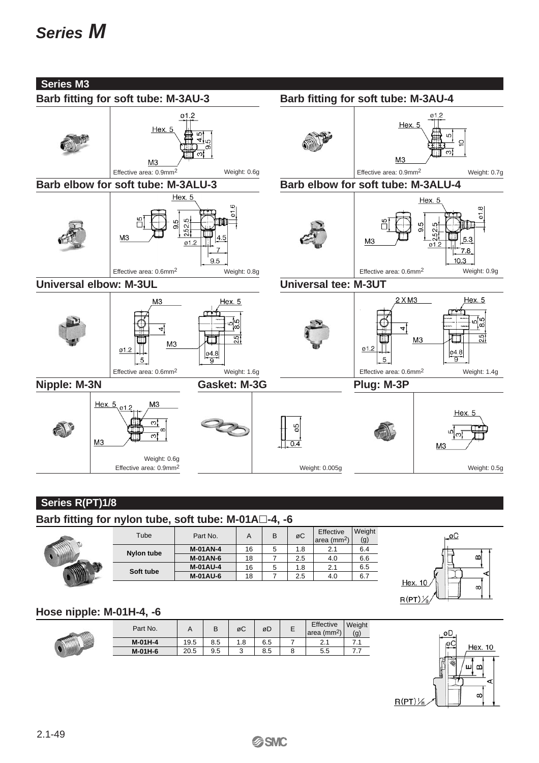# Series M

## Series M3

### Barb fitting for soft tube: M-3AU-3

ø1.2
Hex. 5
4.5
9.5
3
M3

Effective area: 0.9mm²  Weight: 0.6g

### Barb fitting for soft tube: M-3AU-4

ø1.2
Hex. 5
5
10
3
M3

Effective area: 0.9mm²  Weight: 0.7g

### Barb elbow for soft tube: M-3ALU-3

Hex. 5
□5
9.5
2.5
2.5
ø1.6
M3
ø1.2
4.5
7
9.5

Effective area: 0.6mm²  Weight: 0.8g

### Barb elbow for soft tube: M-3ALU-4

Hex. 5
□5
9.5
2.5
2.5
ø1.8
M3
ø1.2
5.3
7.8
10.3

Effective area: 0.6mm²  Weight: 0.9g

### Universal elbow: M-3UL

M3
Hex. 5
4
5
8.5
M3
2.5
ø1.2
ø4.8
5
9

Effective area: 0.6mm²  Weight: 1.6g

### Universal tee: M-3UT

2 X M3
Hex. 5
4
5
8.5
M3
2.5
ø1.2
ø4.8
5
9

Effective area: 0.6mm²  Weight: 1.4g

### Nipple: M-3N

Hex. 5
ø1.2
M3
3
8
3
M3

Weight: 0.6g
Effective area: 0.9mm²

### Gasket: M-3G

ø5
0.4

Weight: 0.005g

### Plug: M-3P

Hex. 5
5
3
M3

Weight: 0.5g

## Series R(PT)1/8

### Barb fitting for nylon tube, soft tube: M-01A□-4, -6

| Tube | Part No. | A | B | øC | Effective area (mm²) | Weight (g) |
|---|---|---|---|---|---|---|
| Nylon tube | **M-01AN-4** | 16 | 5 | 1.8 | 2.1 | 6.4 |
| | **M-01AN-6** | 18 | 7 | 2.5 | 4.0 | 6.6 |
| Soft tube | **M-01AU-4** | 16 | 5 | 1.8 | 2.1 | 6.5 |
| | **M-01AU-6** | 18 | 7 | 2.5 | 4.0 | 6.7 |

øC
B
A
Hex. 10
8
R(PT)1/8

### Hose nipple: M-01H-4, -6

| Part No. | A | B | øC | øD | E | Effective area (mm²) | Weight (g) |
|---|---|---|---|---|---|---|---|
| **M-01H-4** | 19.5 | 8.5 | 1.8 | 6.5 | 7 | 2.1 | 7.1 |
| **M-01H-6** | 20.5 | 9.5 | 3 | 8.5 | 8 | 5.5 | 7.7 |

øD
øC
Hex. 10
E
B
A
8
R(PT)1/8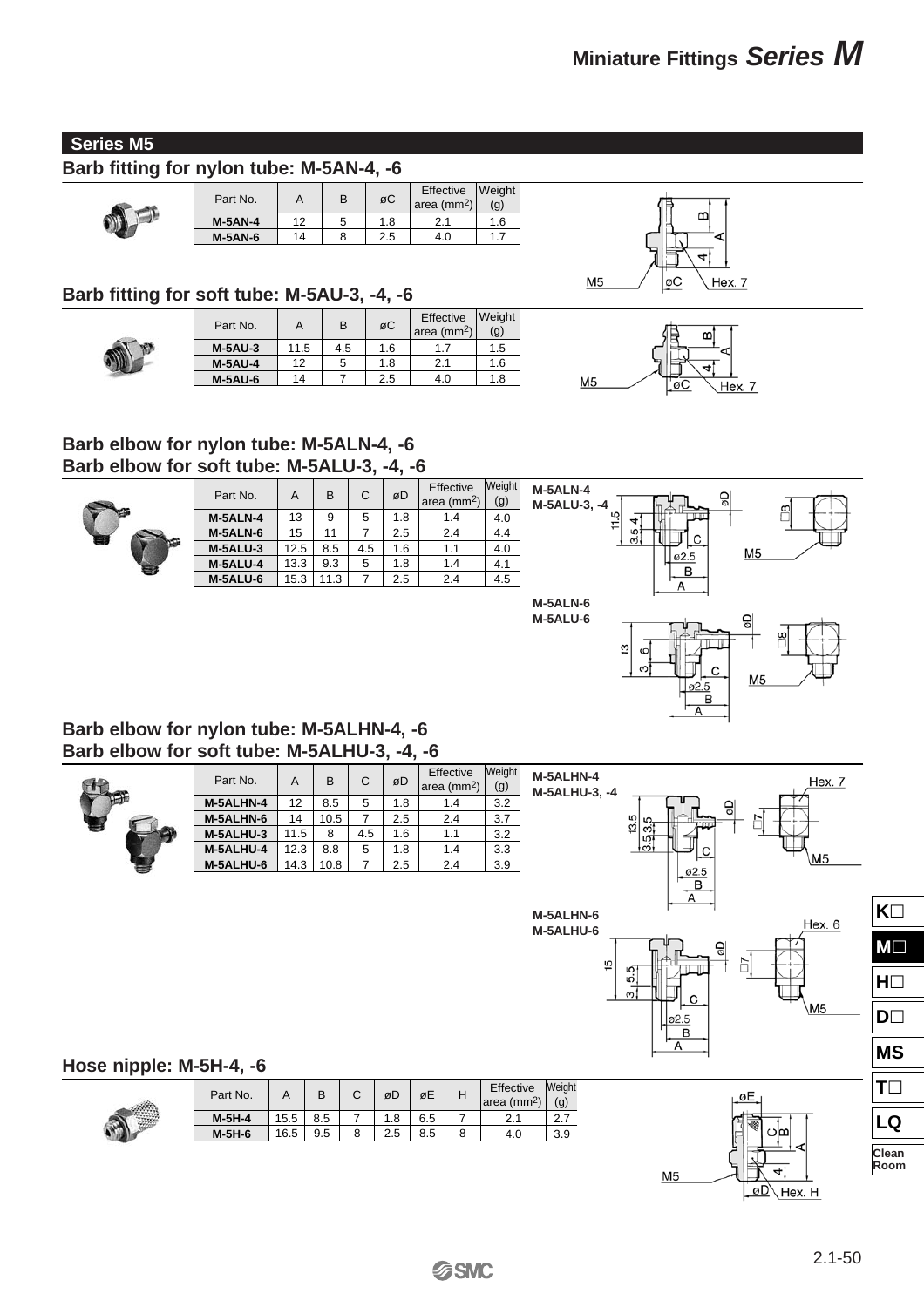## Series M5

### Barb fitting for nylon tube: M-5AN-4, -6

| Part No. | A | B | øC | Effective area ($mm^2$) | Weight (g) |
|---|---|---|---|---|---|
| M-5AN-4 | 12 | 5 | 1.8 | 2.1 | 1.6 |
| M-5AN-6 | 14 | 8 | 2.5 | 4.0 | 1.7 |

### Barb fitting for soft tube: M-5AU-3, -4, -6

| Part No. | A | B | øC | Effective area ($mm^2$) | Weight (g) |
|---|---|---|---|---|---|
| M-5AU-3 | 11.5 | 4.5 | 1.6 | 1.7 | 1.5 |
| M-5AU-4 | 12 | 5 | 1.8 | 2.1 | 1.6 |
| M-5AU-6 | 14 | 7 | 2.5 | 4.0 | 1.8 |

### Barb elbow for nylon tube: M-5ALN-4, -6
### Barb elbow for soft tube: M-5ALU-3, -4, -6

| Part No. | A | B | C | øD | Effective area ($mm^2$) | Weight (g) |
|---|---|---|---|---|---|---|
| M-5ALN-4 | 13 | 9 | 5 | 1.8 | 1.4 | 4.0 |
| M-5ALN-6 | 15 | 11 | 7 | 2.5 | 2.4 | 4.4 |
| M-5ALU-3 | 12.5 | 8.5 | 4.5 | 1.6 | 1.1 | 4.0 |
| M-5ALU-4 | 13.3 | 9.3 | 5 | 1.8 | 1.4 | 4.1 |
| M-5ALU-6 | 15.3 | 11.3 | 7 | 2.5 | 2.4 | 4.5 |

### Barb elbow for nylon tube: M-5ALHN-4, -6
### Barb elbow for soft tube: M-5ALHU-3, -4, -6

| Part No. | A | B | C | øD | Effective area ($mm^2$) | Weight (g) |
|---|---|---|---|---|---|---|
| M-5ALHN-4 | 12 | 8.5 | 5 | 1.8 | 1.4 | 3.2 |
| M-5ALHN-6 | 14 | 10.5 | 7 | 2.5 | 2.4 | 3.7 |
| M-5ALHU-3 | 11.5 | 8 | 4.5 | 1.6 | 1.1 | 3.2 |
| M-5ALHU-4 | 12.3 | 8.8 | 5 | 1.8 | 1.4 | 3.3 |
| M-5ALHU-6 | 14.3 | 10.8 | 7 | 2.5 | 2.4 | 3.9 |

### Hose nipple: M-5H-4, -6

| Part No. | A | B | C | øD | øE | H | Effective area ($mm^2$) | Weight (g) |
|---|---|---|---|---|---|---|---|---|
| M-5H-4 | 15.5 | 8.5 | 7 | 1.8 | 6.5 | 7 | 2.1 | 2.7 |
| M-5H-6 | 16.5 | 9.5 | 8 | 2.5 | 8.5 | 8 | 4.0 | 3.9 |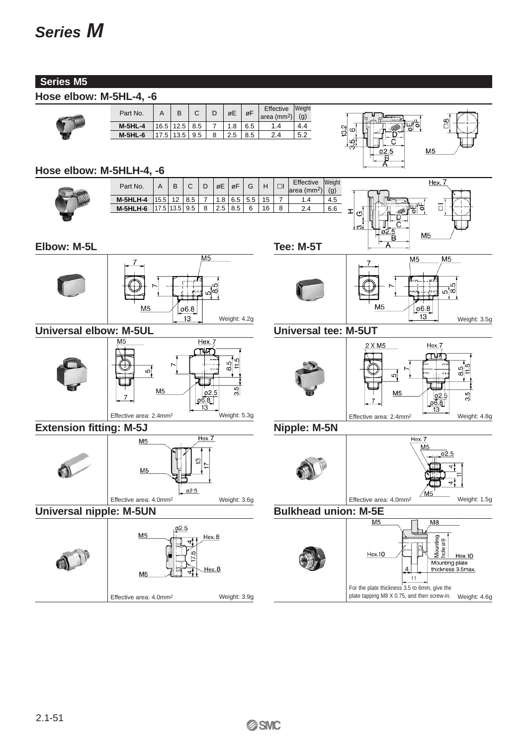# Series M

## Series M5

### Hose elbow: M-5HL-4, -6

| Part No. | A | B | C | D | øE | øF | Effective area (mm²) | Weight (g) |
|---|---|---|---|---|---|---|---|---|
| M-5HL-4 | 16.5 | 12.5 | 8.5 | 7 | 1.8 | 6.5 | 1.4 | 4.4 |
| M-5HL-6 | 17.5 | 13.5 | 9.5 | 8 | 2.5 | 8.5 | 2.4 | 5.2 |

### Hose elbow: M-5HLH-4, -6

| Part No. | A | B | C | D | øE | øF | G | H | □I | Effective area (mm²) | Weight (g) |
|---|---|---|---|---|---|---|---|---|---|---|---|
| M-5HLH-4 | 15.5 | 12 | 8.5 | 7 | 1.8 | 6.5 | 5.5 | 15 | 7 | 1.4 | 4.5 |
| M-5HLH-6 | 17.5 | 13.5 | 9.5 | 8 | 2.5 | 8.5 | 6 | 16 | 8 | 2.4 | 6.6 |

### Elbow: M-5L

Weight: 4.2g

### Tee: M-5T

Weight: 3.5g

### Universal elbow: M-5UL

Effective area: 2.4mm²
Weight: 5.3g

### Universal tee: M-5UT

Effective area: 2.4mm²
Weight: 4.8g

### Extension fitting: M-5J

Effective area: 4.0mm²
Weight: 3.6g

### Nipple: M-5N

Effective area: 4.0mm²
Weight: 1.5g

### Universal nipple: M-5UN

Effective area: 4.0mm²
Weight: 3.9g

### Bulkhead union: M-5E

Mounting plate thickness 3.5max.

For the plate thickness 3.5 to 6mm, give the plate tapping M8 X 0.75, and then screw-in.

Weight: 4.6g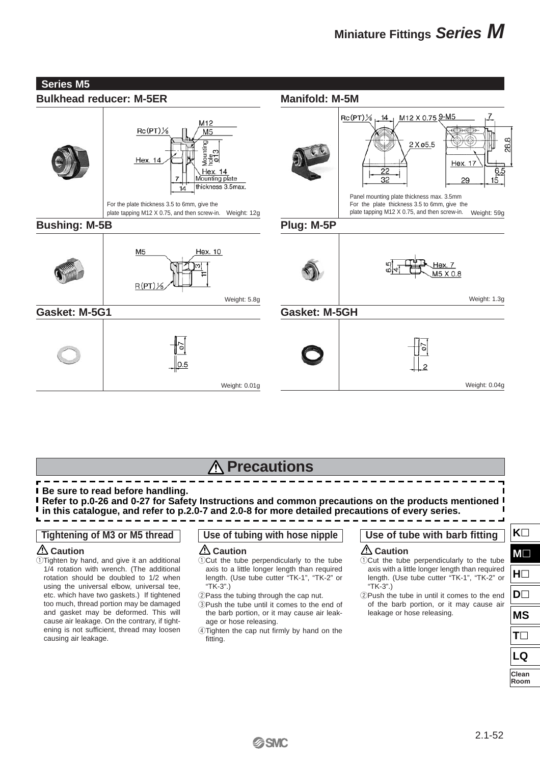## Series M5

### Bulkhead reducer: M-5ER

M12
Rc(PT)1/8
M5
Mounting hole ø13
Hex. 14
Hex. 14
7
14
Mounting plate thickness 3.5max.

For the plate thickness 3.5 to 6mm, give the plate tapping M12 X 0.75, and then screw-in. Weight: 12g

### Manifold: M-5M

Rc(PT)1/8
14
M12 X 0.75
9-M5
7
2 X ø5.5
28.8
Hex. 17
22
32
29
6.5
15

Panel mounting plate thickness max. 3.5mm
For the plate thickness 3.5 to 6mm, give the plate tapping M12 X 0.75, and then screw-in. Weight: 59g

### Bushing: M-5B

M5
Hex. 10
3
11
R(PT)1/8

Weight: 5.8g

### Plug: M-5P

6.5
4
Hex. 7
M5 X 0.8

Weight: 1.3g

### Gasket: M-5G1

ø7
0.5

Weight: 0.01g

### Gasket: M-5GH

ø7
2

Weight: 0.04g

## ⚠ Precautions

**Be sure to read before handling.**
**Refer to p.0-26 and 0-27 for Safety Instructions and common precautions on the products mentioned in this catalogue, and refer to p.2.0-7 and 2.0-8 for more detailed precautions of every series.**

### Tightening of M3 or M5 thread

**⚠ Caution**

① Tighten by hand, and give it an additional 1/4 rotation with wrench. (The additional rotation should be doubled to 1/2 when using the universal elbow, universal tee, etc. which have two gaskets.) If tightened too much, thread portion may be damaged and gasket may be deformed. This will cause air leakage. On the contrary, if tightening is not sufficient, thread may loosen causing air leakage.

### Use of tubing with hose nipple

**⚠ Caution**

① Cut the tube perpendicularly to the tube axis to a little longer length than required length. (Use tube cutter "TK-1", "TK-2" or "TK-3".)
② Pass the tubing through the cap nut.
③ Push the tube until it comes to the end of the barb portion, or it may cause air leakage or hose releasing.
④ Tighten the cap nut firmly by hand on the fitting.

### Use of tube with barb fitting

**⚠ Caution**

① Cut the tube perpendicularly to the tube axis with a little longer length than required length. (Use tube cutter "TK-1", "TK-2" or "TK-3".)
② Push the tube in until it comes to the end of the barb portion, or it may cause air leakage or hose releasing.